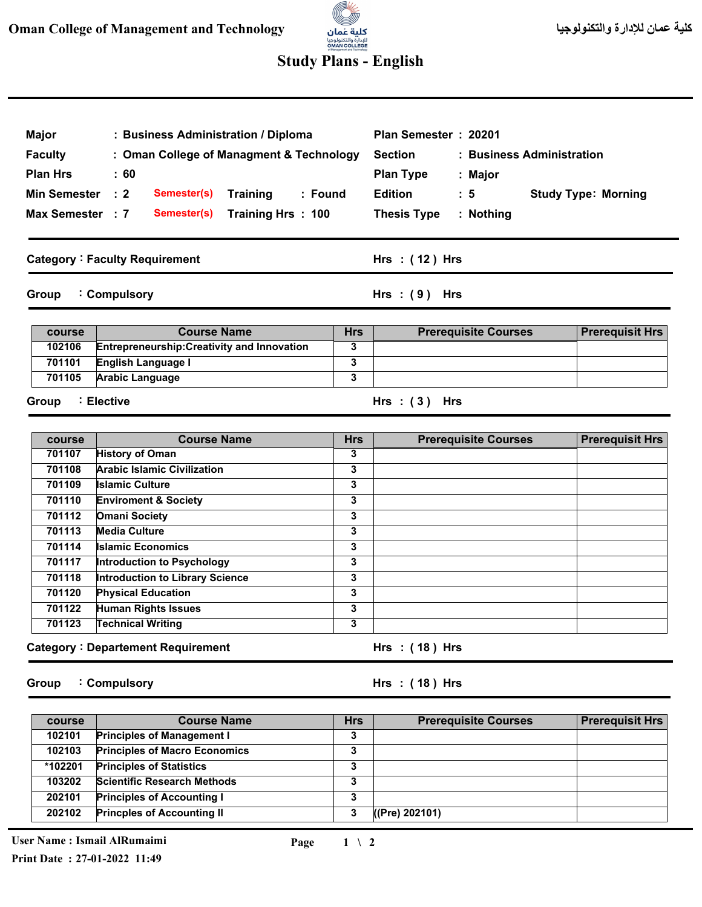Oman College of Management and Technology

كلية عمان للإدارة والتكنولوجيا

# Study Plans - English

| | | | | | | |
|---|---|---|---|---|---|---|
| Major | : Business Administration / Diploma | | | Plan Semester | : 20201 | |
| Faculty | : Oman College of Managment & Technology | | | Section | : Business Administration | |
| Plan Hrs | : 60 | | | Plan Type | : Major | |
| Min Semester | : 2 | Semester(s) | Training : Found | Edition | : 5 | Study Type: Morning |
| Max Semester | : 7 | Semester(s) | Training Hrs : 100 | Thesis Type | : Nothing | |

## Category : Faculty Requirement — Hrs : ( 12 ) Hrs

### Group : Compulsory — Hrs : ( 9 ) Hrs

| course | Course Name | Hrs | Prerequisite Courses | Prerequisit Hrs |
|---|---|---|---|---|
| 102106 | Entrepreneurship:Creativity and Innovation | 3 | | |
| 701101 | English Language I | 3 | | |
| 701105 | Arabic Language | 3 | | |

### Group : Elective — Hrs : ( 3 ) Hrs

| course | Course Name | Hrs | Prerequisite Courses | Prerequisit Hrs |
|---|---|---|---|---|
| 701107 | History of Oman | 3 | | |
| 701108 | Arabic Islamic Civilization | 3 | | |
| 701109 | Islamic Culture | 3 | | |
| 701110 | Enviroment & Society | 3 | | |
| 701112 | Omani Society | 3 | | |
| 701113 | Media Culture | 3 | | |
| 701114 | Islamic Economics | 3 | | |
| 701117 | Introduction to Psychology | 3 | | |
| 701118 | Introduction to Library Science | 3 | | |
| 701120 | Physical Education | 3 | | |
| 701122 | Human Rights Issues | 3 | | |
| 701123 | Technical Writing | 3 | | |

## Category : Departement Requirement — Hrs : ( 18 ) Hrs

### Group : Compulsory — Hrs : ( 18 ) Hrs

| course | Course Name | Hrs | Prerequisite Courses | Prerequisit Hrs |
|---|---|---|---|---|
| 102101 | Principles of Management I | 3 | | |
| 102103 | Principles of Macro Economics | 3 | | |
| *102201 | Principles of Statistics | 3 | | |
| 103202 | Scientific Research Methods | 3 | | |
| 202101 | Principles of Accounting I | 3 | | |
| 202102 | Princples of Accounting II | 3 | ((Pre) 202101) | |

User Name : Ismail AlRumaimi

Print Date : 27-01-2022 11:49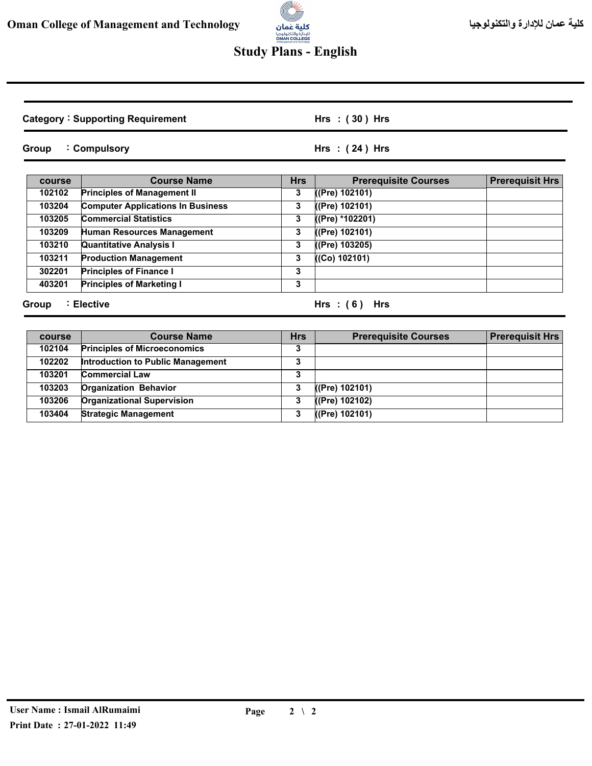**Category : Supporting Requirement** | **Hrs : ( 30 ) Hrs**

**Group : Compulsory** | **Hrs : ( 24 ) Hrs**

| course | Course Name | Hrs | Prerequisite Courses | Prerequisit Hrs |
|---|---|---|---|---|
| 102102 | Principles of Management II | 3 | ((Pre) 102101) | |
| 103204 | Computer Applications In Business | 3 | ((Pre) 102101) | |
| 103205 | Commercial Statistics | 3 | ((Pre) *102201) | |
| 103209 | Human Resources Management | 3 | ((Pre) 102101) | |
| 103210 | Quantitative Analysis I | 3 | ((Pre) 103205) | |
| 103211 | Production Management | 3 | ((Co) 102101) | |
| 302201 | Principles of Finance I | 3 | | |
| 403201 | Principles of Marketing I | 3 | | |

**Group : Elective** | **Hrs : ( 6 ) Hrs**

| course | Course Name | Hrs | Prerequisite Courses | Prerequisit Hrs |
|---|---|---|---|---|
| 102104 | Principles of Microeconomics | 3 | | |
| 102202 | Introduction to Public Management | 3 | | |
| 103201 | Commercial Law | 3 | | |
| 103203 | Organization Behavior | 3 | ((Pre) 102101) | |
| 103206 | Organizational Supervision | 3 | ((Pre) 102102) | |
| 103404 | Strategic Management | 3 | ((Pre) 102101) | |

User Name : Ismail AlRumaimi
Print Date : 27-01-2022 11:49